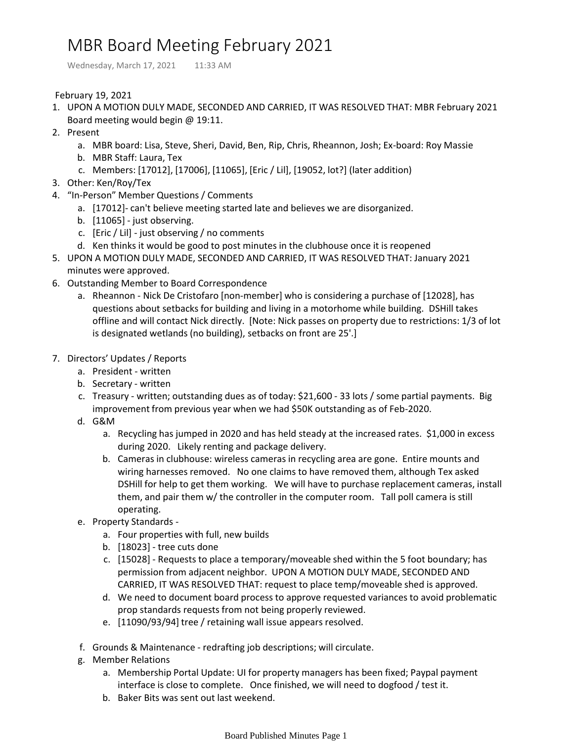# MBR Board Meeting February 2021

Wednesday, March 17, 2021 11:33 AM

February 19, 2021

1. UPON A MOTION DULY MADE, SECONDED AND CARRIED, IT WAS RESOLVED THAT: MBR February 2021 Board meeting would begin @ 19:11.
2. Present
    a. MBR board: Lisa, Steve, Sheri, David, Ben, Rip, Chris, Rheannon, Josh; Ex-board: Roy Massie
    b. MBR Staff: Laura, Tex
    c. Members: [17012], [17006], [11065], [Eric / Lil], [19052, lot?] (later addition)
3. Other: Ken/Roy/Tex
4. "In-Person" Member Questions / Comments
    a. [17012]- can't believe meeting started late and believes we are disorganized.
    b. [11065] - just observing.
    c. [Eric / Lil] - just observing / no comments
    d. Ken thinks it would be good to post minutes in the clubhouse once it is reopened
5. UPON A MOTION DULY MADE, SECONDED AND CARRIED, IT WAS RESOLVED THAT: January 2021 minutes were approved.
6. Outstanding Member to Board Correspondence
    a. Rheannon - Nick De Cristofaro [non-member] who is considering a purchase of [12028], has questions about setbacks for building and living in a motorhome while building. DSHill takes offline and will contact Nick directly. [Note: Nick passes on property due to restrictions: 1/3 of lot is designated wetlands (no building), setbacks on front are 25'.]

7. Directors' Updates / Reports
    a. President - written
    b. Secretary - written
    c. Treasury - written; outstanding dues as of today: $21,600 - 33 lots / some partial payments. Big improvement from previous year when we had $50K outstanding as of Feb-2020.
    d. G&M
        a. Recycling has jumped in 2020 and has held steady at the increased rates. $1,000 in excess during 2020. Likely renting and package delivery.
        b. Cameras in clubhouse: wireless cameras in recycling area are gone. Entire mounts and wiring harnesses removed. No one claims to have removed them, although Tex asked DSHill for help to get them working. We will have to purchase replacement cameras, install them, and pair them w/ the controller in the computer room. Tall poll camera is still operating.
    e. Property Standards -
        a. Four properties with full, new builds
        b. [18023] - tree cuts done
        c. [15028] - Requests to place a temporary/moveable shed within the 5 foot boundary; has permission from adjacent neighbor. UPON A MOTION DULY MADE, SECONDED AND CARRIED, IT WAS RESOLVED THAT: request to place temp/moveable shed is approved.
        d. We need to document board process to approve requested variances to avoid problematic prop standards requests from not being properly reviewed.
        e. [11090/93/94] tree / retaining wall issue appears resolved.

    f. Grounds & Maintenance - redrafting job descriptions; will circulate.
    g. Member Relations
        a. Membership Portal Update: UI for property managers has been fixed; Paypal payment interface is close to complete. Once finished, we will need to dogfood / test it.
        b. Baker Bits was sent out last weekend.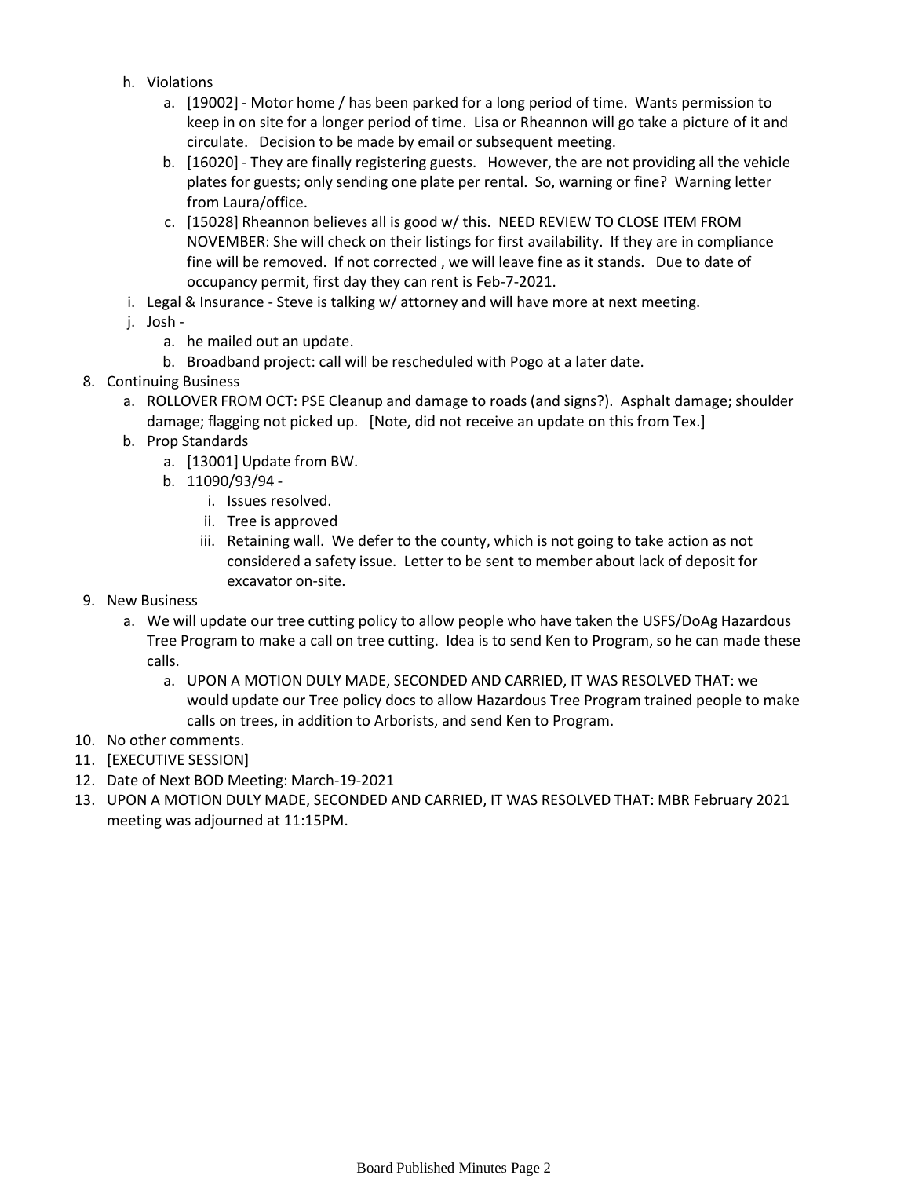- h. Violations
    - a. [19002] - Motor home / has been parked for a long period of time. Wants permission to keep in on site for a longer period of time. Lisa or Rheannon will go take a picture of it and circulate. Decision to be made by email or subsequent meeting.
    - b. [16020] - They are finally registering guests. However, the are not providing all the vehicle plates for guests; only sending one plate per rental. So, warning or fine? Warning letter from Laura/office.
    - c. [15028] Rheannon believes all is good w/ this. NEED REVIEW TO CLOSE ITEM FROM NOVEMBER: She will check on their listings for first availability. If they are in compliance fine will be removed. If not corrected , we will leave fine as it stands. Due to date of occupancy permit, first day they can rent is Feb-7-2021.
- i. Legal & Insurance - Steve is talking w/ attorney and will have more at next meeting.
- j. Josh -
    - a. he mailed out an update.
    - b. Broadband project: call will be rescheduled with Pogo at a later date.

8. Continuing Business
    - a. ROLLOVER FROM OCT: PSE Cleanup and damage to roads (and signs?). Asphalt damage; shoulder damage; flagging not picked up. [Note, did not receive an update on this from Tex.]
    - b. Prop Standards
        - a. [13001] Update from BW.
        - b. 11090/93/94 -
            - i. Issues resolved.
            - ii. Tree is approved
            - iii. Retaining wall. We defer to the county, which is not going to take action as not considered a safety issue. Letter to be sent to member about lack of deposit for excavator on-site.
9. New Business
    - a. We will update our tree cutting policy to allow people who have taken the USFS/DoAg Hazardous Tree Program to make a call on tree cutting. Idea is to send Ken to Program, so he can made these calls.
        - a. UPON A MOTION DULY MADE, SECONDED AND CARRIED, IT WAS RESOLVED THAT: we would update our Tree policy docs to allow Hazardous Tree Program trained people to make calls on trees, in addition to Arborists, and send Ken to Program.
10. No other comments.
11. [EXECUTIVE SESSION]
12. Date of Next BOD Meeting: March-19-2021
13. UPON A MOTION DULY MADE, SECONDED AND CARRIED, IT WAS RESOLVED THAT: MBR February 2021 meeting was adjourned at 11:15PM.